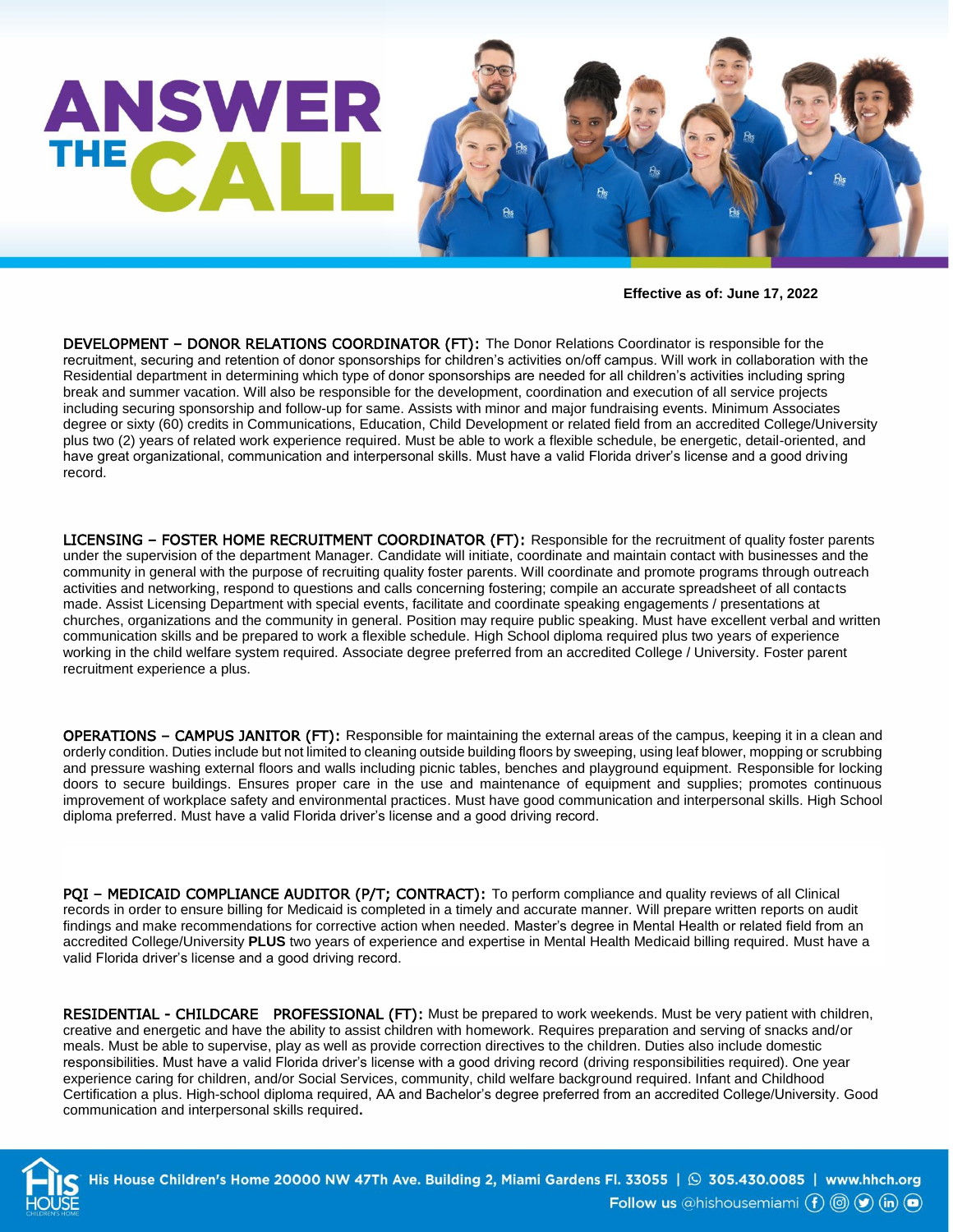# ANSWER THE CALL

**Effective as of: June 17, 2022**

**DEVELOPMENT – DONOR RELATIONS COORDINATOR (FT):** The Donor Relations Coordinator is responsible for the recruitment, securing and retention of donor sponsorships for children's activities on/off campus. Will work in collaboration with the Residential department in determining which type of donor sponsorships are needed for all children's activities including spring break and summer vacation. Will also be responsible for the development, coordination and execution of all service projects including securing sponsorship and follow-up for same. Assists with minor and major fundraising events. Minimum Associates degree or sixty (60) credits in Communications, Education, Child Development or related field from an accredited College/University plus two (2) years of related work experience required. Must be able to work a flexible schedule, be energetic, detail-oriented, and have great organizational, communication and interpersonal skills. Must have a valid Florida driver's license and a good driving record.

**LICENSING – FOSTER HOME RECRUITMENT COORDINATOR (FT):** Responsible for the recruitment of quality foster parents under the supervision of the department Manager. Candidate will initiate, coordinate and maintain contact with businesses and the community in general with the purpose of recruiting quality foster parents. Will coordinate and promote programs through outreach activities and networking, respond to questions and calls concerning fostering; compile an accurate spreadsheet of all contacts made. Assist Licensing Department with special events, facilitate and coordinate speaking engagements / presentations at churches, organizations and the community in general. Position may require public speaking. Must have excellent verbal and written communication skills and be prepared to work a flexible schedule. High School diploma required plus two years of experience working in the child welfare system required. Associate degree preferred from an accredited College / University. Foster parent recruitment experience a plus.

**OPERATIONS – CAMPUS JANITOR (FT):** Responsible for maintaining the external areas of the campus, keeping it in a clean and orderly condition. Duties include but not limited to cleaning outside building floors by sweeping, using leaf blower, mopping or scrubbing and pressure washing external floors and walls including picnic tables, benches and playground equipment. Responsible for locking doors to secure buildings. Ensures proper care in the use and maintenance of equipment and supplies; promotes continuous improvement of workplace safety and environmental practices. Must have good communication and interpersonal skills. High School diploma preferred. Must have a valid Florida driver's license and a good driving record.

**PQI – MEDICAID COMPLIANCE AUDITOR (P/T; CONTRACT):** To perform compliance and quality reviews of all Clinical records in order to ensure billing for Medicaid is completed in a timely and accurate manner. Will prepare written reports on audit findings and make recommendations for corrective action when needed. Master's degree in Mental Health or related field from an accredited College/University **PLUS** two years of experience and expertise in Mental Health Medicaid billing required. Must have a valid Florida driver's license and a good driving record.

**RESIDENTIAL - CHILDCARE PROFESSIONAL (FT):** Must be prepared to work weekends. Must be very patient with children, creative and energetic and have the ability to assist children with homework. Requires preparation and serving of snacks and/or meals. Must be able to supervise, play as well as provide correction directives to the children. Duties also include domestic responsibilities. Must have a valid Florida driver's license with a good driving record (driving responsibilities required). One year experience caring for children, and/or Social Services, community, child welfare background required. Infant and Childhood Certification a plus. High-school diploma required, AA and Bachelor's degree preferred from an accredited College/University. Good communication and interpersonal skills required.

His House Children's Home 20000 NW 47Th Ave. Building 2, Miami Gardens Fl. 33055 | 305.430.0085 | www.hhch.org

Follow us @hishousemiami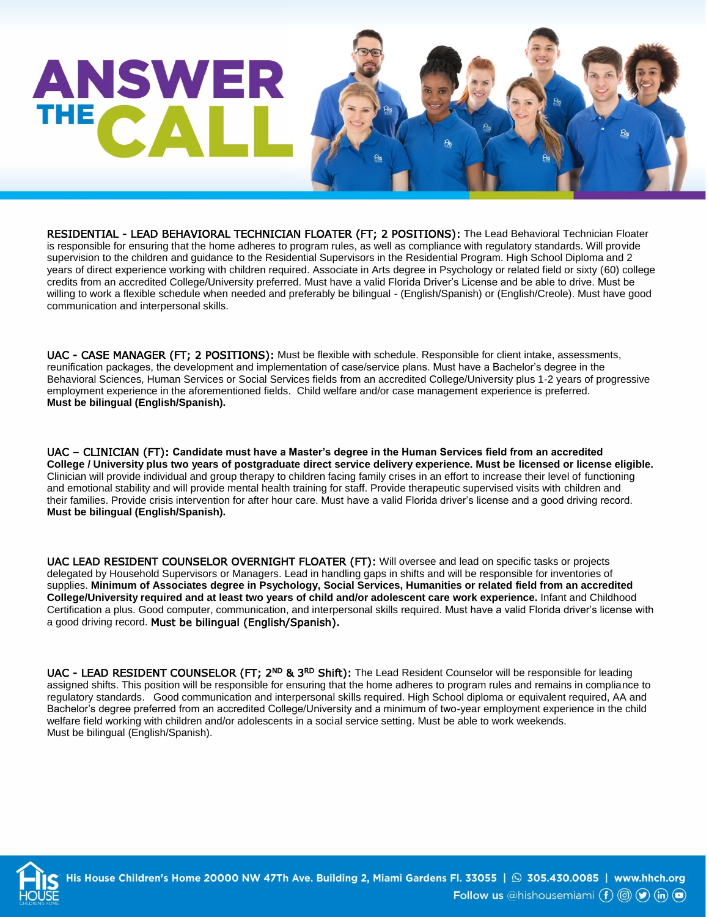# ANSWER THE CALL

**RESIDENTIAL - LEAD BEHAVIORAL TECHNICIAN FLOATER (FT; 2 POSITIONS):** The Lead Behavioral Technician Floater is responsible for ensuring that the home adheres to program rules, as well as compliance with regulatory standards. Will provide supervision to the children and guidance to the Residential Supervisors in the Residential Program. High School Diploma and 2 years of direct experience working with children required. Associate in Arts degree in Psychology or related field or sixty (60) college credits from an accredited College/University preferred. Must have a valid Florida Driver's License and be able to drive. Must be willing to work a flexible schedule when needed and preferably be bilingual - (English/Spanish) or (English/Creole). Must have good communication and interpersonal skills.

**UAC - CASE MANAGER (FT; 2 POSITIONS):** Must be flexible with schedule. Responsible for client intake, assessments, reunification packages, the development and implementation of case/service plans. Must have a Bachelor's degree in the Behavioral Sciences, Human Services or Social Services fields from an accredited College/University plus 1-2 years of progressive employment experience in the aforementioned fields. Child welfare and/or case management experience is preferred. **Must be bilingual (English/Spanish).**

**UAC – CLINICIAN (FT): Candidate must have a Master's degree in the Human Services field from an accredited College / University plus two years of postgraduate direct service delivery experience. Must be licensed or license eligible.** Clinician will provide individual and group therapy to children facing family crises in an effort to increase their level of functioning and emotional stability and will provide mental health training for staff. Provide therapeutic supervised visits with children and their families. Provide crisis intervention for after hour care. Must have a valid Florida driver's license and a good driving record. **Must be bilingual (English/Spanish).**

**UAC LEAD RESIDENT COUNSELOR OVERNIGHT FLOATER (FT):** Will oversee and lead on specific tasks or projects delegated by Household Supervisors or Managers. Lead in handling gaps in shifts and will be responsible for inventories of supplies. **Minimum of Associates degree in Psychology, Social Services, Humanities or related field from an accredited College/University required and at least two years of child and/or adolescent care work experience.** Infant and Childhood Certification a plus. Good computer, communication, and interpersonal skills required. Must have a valid Florida driver's license with a good driving record. **Must be bilingual (English/Spanish).**

**UAC - LEAD RESIDENT COUNSELOR (FT; 2ND & 3RD Shift):** The Lead Resident Counselor will be responsible for leading assigned shifts. This position will be responsible for ensuring that the home adheres to program rules and remains in compliance to regulatory standards. Good communication and interpersonal skills required. High School diploma or equivalent required, AA and Bachelor's degree preferred from an accredited College/University and a minimum of two-year employment experience in the child welfare field working with children and/or adolescents in a social service setting. Must be able to work weekends. Must be bilingual (English/Spanish).

His House Children's Home 20000 NW 47Th Ave. Building 2, Miami Gardens Fl. 33055 | 305.430.0085 | www.hhch.org

Follow us @hishousemiami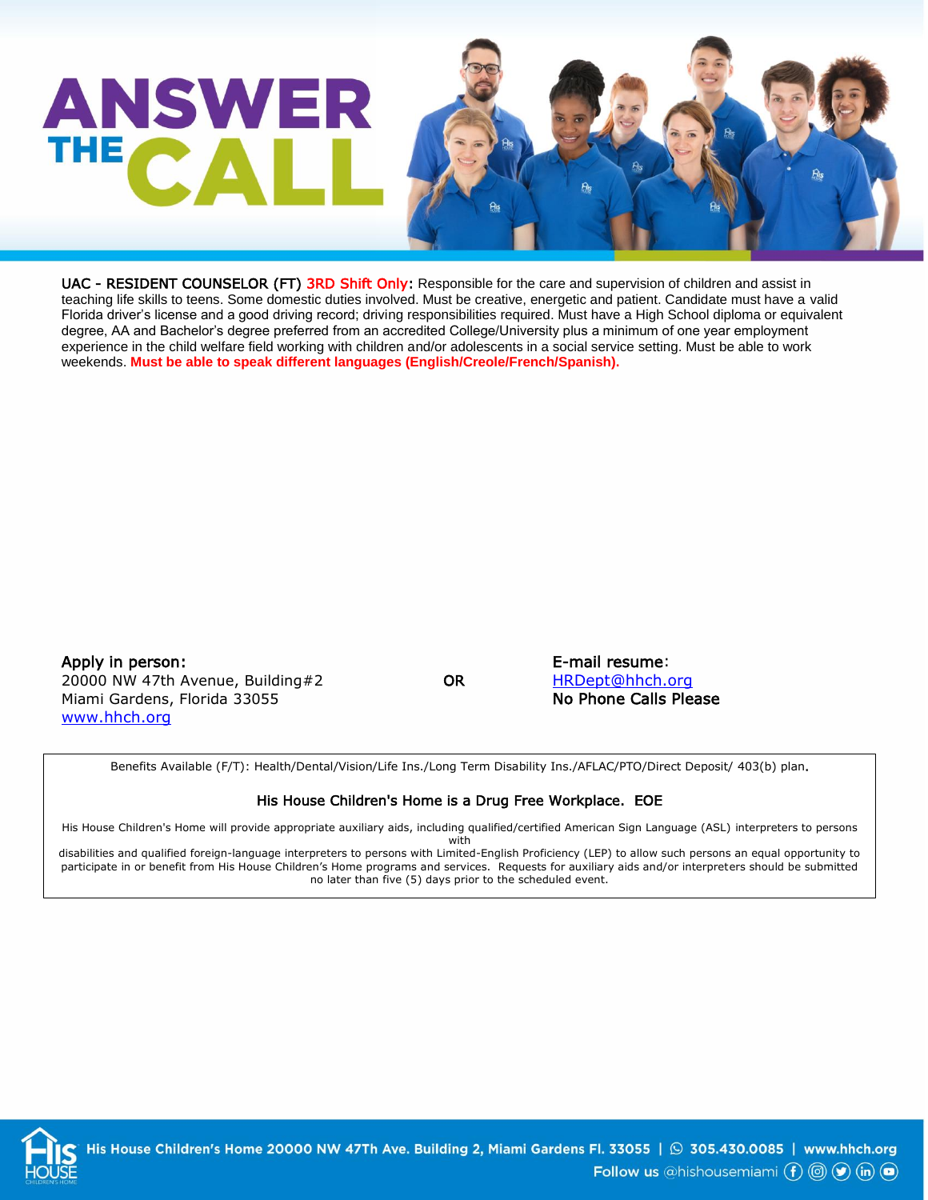# ANSWER THE CALL

**UAC - RESIDENT COUNSELOR (FT) 3RD Shift Only:** Responsible for the care and supervision of children and assist in teaching life skills to teens. Some domestic duties involved. Must be creative, energetic and patient. Candidate must have a valid Florida driver's license and a good driving record; driving responsibilities required. Must have a High School diploma or equivalent degree, AA and Bachelor's degree preferred from an accredited College/University plus a minimum of one year employment experience in the child welfare field working with children and/or adolescents in a social service setting. Must be able to work weekends. **Must be able to speak different languages (English/Creole/French/Spanish).**

**Apply in person:**
20000 NW 47th Avenue, Building#2
Miami Gardens, Florida 33055
www.hhch.org

**OR**

**E-mail resume:**
HRDept@hhch.org
**No Phone Calls Please**

Benefits Available (F/T): Health/Dental/Vision/Life Ins./Long Term Disability Ins./AFLAC/PTO/Direct Deposit/ 403(b) plan.

**His House Children's Home is a Drug Free Workplace. EOE**

His House Children's Home will provide appropriate auxiliary aids, including qualified/certified American Sign Language (ASL) interpreters to persons with disabilities and qualified foreign-language interpreters to persons with Limited-English Proficiency (LEP) to allow such persons an equal opportunity to participate in or benefit from His House Children's Home programs and services. Requests for auxiliary aids and/or interpreters should be submitted no later than five (5) days prior to the scheduled event.

His House Children's Home 20000 NW 47Th Ave. Building 2, Miami Gardens Fl. 33055 | 305.430.0085 | www.hhch.org
Follow us @hishousemiami